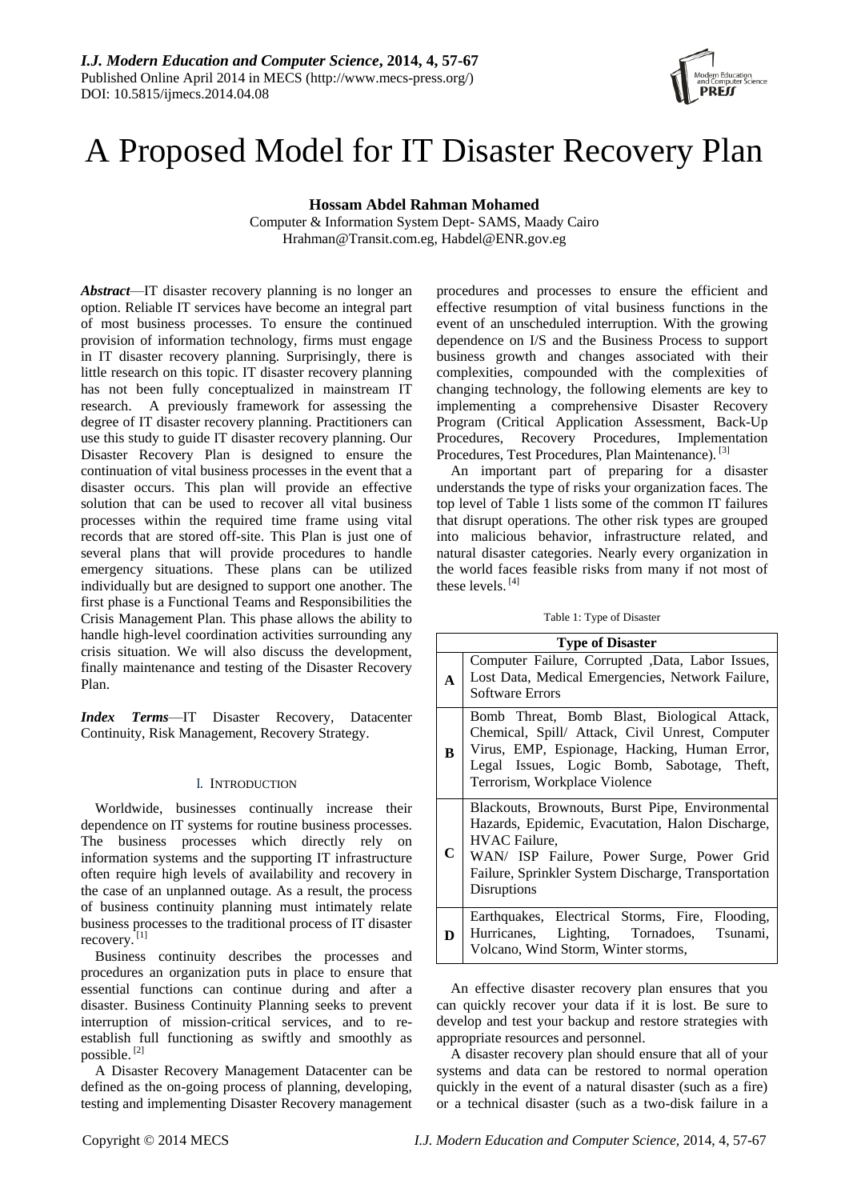# A Proposed Model for IT Disaster Recovery Plan

**Hossam Abdel Rahman Mohamed**

Computer & Information System Dept- SAMS, Maady Cairo

Hrahman@Transit.com.eg, Habdel@ENR.gov.eg

***Abstract***—IT disaster recovery planning is no longer an option. Reliable IT services have become an integral part of most business processes. To ensure the continued provision of information technology, firms must engage in IT disaster recovery planning. Surprisingly, there is little research on this topic. IT disaster recovery planning has not been fully conceptualized in mainstream IT research. A previously framework for assessing the degree of IT disaster recovery planning. Practitioners can use this study to guide IT disaster recovery planning. Our Disaster Recovery Plan is designed to ensure the continuation of vital business processes in the event that a disaster occurs. This plan will provide an effective solution that can be used to recover all vital business processes within the required time frame using vital records that are stored off-site. This Plan is just one of several plans that will provide procedures to handle emergency situations. These plans can be utilized individually but are designed to support one another. The first phase is a Functional Teams and Responsibilities the Crisis Management Plan. This phase allows the ability to handle high-level coordination activities surrounding any crisis situation. We will also discuss the development, finally maintenance and testing of the Disaster Recovery Plan.

***Index Terms***—IT Disaster Recovery, Datacenter Continuity, Risk Management, Recovery Strategy.

## I. Introduction

Worldwide, businesses continually increase their dependence on IT systems for routine business processes. The business processes which directly rely on information systems and the supporting IT infrastructure often require high levels of availability and recovery in the case of an unplanned outage. As a result, the process of business continuity planning must intimately relate business processes to the traditional process of IT disaster recovery. [1]

Business continuity describes the processes and procedures an organization puts in place to ensure that essential functions can continue during and after a disaster. Business Continuity Planning seeks to prevent interruption of mission-critical services, and to re-establish full functioning as swiftly and smoothly as possible. [2]

A Disaster Recovery Management Datacenter can be defined as the on-going process of planning, developing, testing and implementing Disaster Recovery management procedures and processes to ensure the efficient and effective resumption of vital business functions in the event of an unscheduled interruption. With the growing dependence on I/S and the Business Process to support business growth and changes associated with their complexities, compounded with the complexities of changing technology, the following elements are key to implementing a comprehensive Disaster Recovery Program (Critical Application Assessment, Back-Up Procedures, Recovery Procedures, Implementation Procedures, Test Procedures, Plan Maintenance). [3]

An important part of preparing for a disaster understands the type of risks your organization faces. The top level of Table 1 lists some of the common IT failures that disrupt operations. The other risk types are grouped into malicious behavior, infrastructure related, and natural disaster categories. Nearly every organization in the world faces feasible risks from many if not most of these levels. [4]

Table 1: Type of Disaster

| Type of Disaster | |
|---|---|
| **A** | Computer Failure, Corrupted ,Data, Labor Issues, Lost Data, Medical Emergencies, Network Failure, Software Errors |
| **B** | Bomb Threat, Bomb Blast, Biological Attack, Chemical, Spill/ Attack, Civil Unrest, Computer Virus, EMP, Espionage, Hacking, Human Error, Legal Issues, Logic Bomb, Sabotage, Theft, Terrorism, Workplace Violence |
| **C** | Blackouts, Brownouts, Burst Pipe, Environmental Hazards, Epidemic, Evacutation, Halon Discharge, HVAC Failure, WAN/ ISP Failure, Power Surge, Power Grid Failure, Sprinkler System Discharge, Transportation Disruptions |
| **D** | Earthquakes, Electrical Storms, Fire, Flooding, Hurricanes, Lighting, Tornadoes, Tsunami, Volcano, Wind Storm, Winter storms, |

An effective disaster recovery plan ensures that you can quickly recover your data if it is lost. Be sure to develop and test your backup and restore strategies with appropriate resources and personnel.

A disaster recovery plan should ensure that all of your systems and data can be restored to normal operation quickly in the event of a natural disaster (such as a fire) or a technical disaster (such as a two-disk failure in a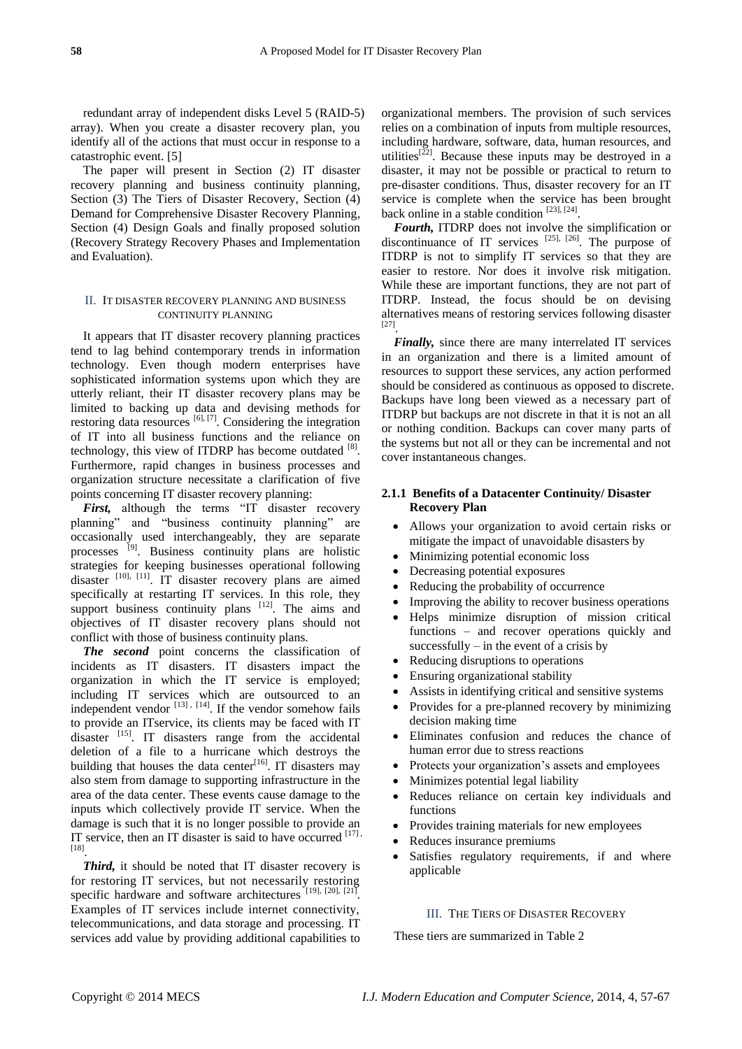redundant array of independent disks Level 5 (RAID-5) array). When you create a disaster recovery plan, you identify all of the actions that must occur in response to a catastrophic event. [5]

The paper will present in Section (2) IT disaster recovery planning and business continuity planning, Section (3) The Tiers of Disaster Recovery, Section (4) Demand for Comprehensive Disaster Recovery Planning, Section (4) Design Goals and finally proposed solution (Recovery Strategy Recovery Phases and Implementation and Evaluation).

## II. IT DISASTER RECOVERY PLANNING AND BUSINESS CONTINUITY PLANNING

It appears that IT disaster recovery planning practices tend to lag behind contemporary trends in information technology. Even though modern enterprises have sophisticated information systems upon which they are utterly reliant, their IT disaster recovery plans may be limited to backing up data and devising methods for restoring data resources [6], [7]. Considering the integration of IT into all business functions and the reliance on technology, this view of ITDRP has become outdated [8]. Furthermore, rapid changes in business processes and organization structure necessitate a clarification of five points concerning IT disaster recovery planning:

***First,*** although the terms "IT disaster recovery planning" and "business continuity planning" are occasionally used interchangeably, they are separate processes [9]. Business continuity plans are holistic strategies for keeping businesses operational following disaster [10], [11]. IT disaster recovery plans are aimed specifically at restarting IT services. In this role, they support business continuity plans [12]. The aims and objectives of IT disaster recovery plans should not conflict with those of business continuity plans.

***The second*** point concerns the classification of incidents as IT disasters. IT disasters impact the organization in which the IT service is employed; including IT services which are outsourced to an independent vendor [13], [14]. If the vendor somehow fails to provide an ITservice, its clients may be faced with IT disaster [15]. IT disasters range from the accidental deletion of a file to a hurricane which destroys the building that houses the data center[16]. IT disasters may also stem from damage to supporting infrastructure in the area of the data center. These events cause damage to the inputs which collectively provide IT service. When the damage is such that it is no longer possible to provide an IT service, then an IT disaster is said to have occurred [17], [18].

***Third,*** it should be noted that IT disaster recovery is for restoring IT services, but not necessarily restoring specific hardware and software architectures [19], [20], [21]. Examples of IT services include internet connectivity, telecommunications, and data storage and processing. IT services add value by providing additional capabilities to organizational members. The provision of such services relies on a combination of inputs from multiple resources, including hardware, software, data, human resources, and utilities[22]. Because these inputs may be destroyed in a disaster, it may not be possible or practical to return to pre-disaster conditions. Thus, disaster recovery for an IT service is complete when the service has been brought back online in a stable condition [23], [24].

***Fourth,*** ITDRP does not involve the simplification or discontinuance of IT services [25], [26]. The purpose of ITDRP is not to simplify IT services so that they are easier to restore. Nor does it involve risk mitigation. While these are important functions, they are not part of ITDRP. Instead, the focus should be on devising alternatives means of restoring services following disaster [27].

***Finally,*** since there are many interrelated IT services in an organization and there is a limited amount of resources to support these services, any action performed should be considered as continuous as opposed to discrete. Backups have long been viewed as a necessary part of ITDRP but backups are not discrete in that it is not an all or nothing condition. Backups can cover many parts of the systems but not all or they can be incremental and not cover instantaneous changes.

### 2.1.1 Benefits of a Datacenter Continuity/ Disaster Recovery Plan

- Allows your organization to avoid certain risks or mitigate the impact of unavoidable disasters by
- Minimizing potential economic loss
- Decreasing potential exposures
- Reducing the probability of occurrence
- Improving the ability to recover business operations
- Helps minimize disruption of mission critical functions – and recover operations quickly and successfully – in the event of a crisis by
- Reducing disruptions to operations
- Ensuring organizational stability
- Assists in identifying critical and sensitive systems
- Provides for a pre-planned recovery by minimizing decision making time
- Eliminates confusion and reduces the chance of human error due to stress reactions
- Protects your organization's assets and employees
- Minimizes potential legal liability
- Reduces reliance on certain key individuals and functions
- Provides training materials for new employees
- Reduces insurance premiums
- Satisfies regulatory requirements, if and where applicable

## III. THE TIERS OF DISASTER RECOVERY

These tiers are summarized in Table 2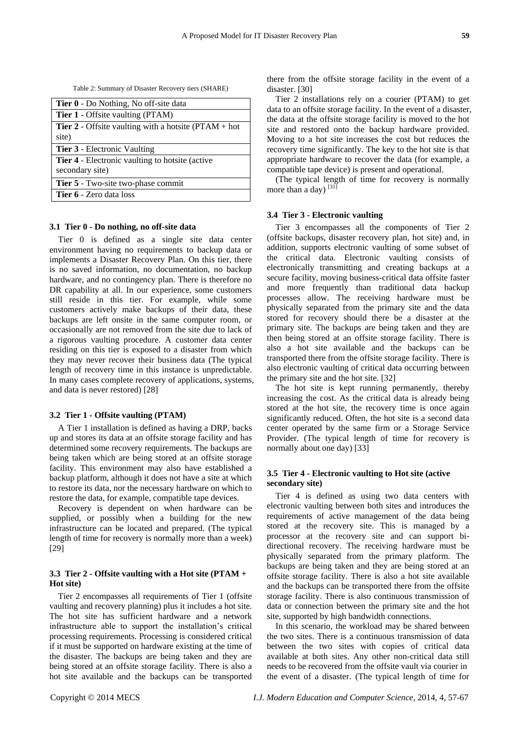Table 2: Summary of Disaster Recovery tiers (SHARE)

| |
|---|
| **Tier 0** - Do Nothing, No off-site data |
| **Tier 1** - Offsite vaulting (PTAM) |
| **Tier 2** - Offsite vaulting with a hotsite (PTAM + hot site) |
| **Tier 3** - Electronic Vaulting |
| **Tier 4** - Electronic vaulting to hotsite (active secondary site) |
| **Tier 5** - Two-site two-phase commit |
| **Tier 6** - Zero data loss |

### 3.1 Tier 0 - Do nothing, no off-site data

Tier 0 is defined as a single site data center environment having no requirements to backup data or implements a Disaster Recovery Plan. On this tier, there is no saved information, no documentation, no backup hardware, and no contingency plan. There is therefore no DR capability at all. In our experience, some customers still reside in this tier. For example, while some customers actively make backups of their data, these backups are left onsite in the same computer room, or occasionally are not removed from the site due to lack of a rigorous vaulting procedure. A customer data center residing on this tier is exposed to a disaster from which they may never recover their business data (The typical length of recovery time in this instance is unpredictable. In many cases complete recovery of applications, systems, and data is never restored) [28]

### 3.2 Tier 1 - Offsite vaulting (PTAM)

A Tier 1 installation is defined as having a DRP, backs up and stores its data at an offsite storage facility and has determined some recovery requirements. The backups are being taken which are being stored at an offsite storage facility. This environment may also have established a backup platform, although it does not have a site at which to restore its data, nor the necessary hardware on which to restore the data, for example, compatible tape devices.

Recovery is dependent on when hardware can be supplied, or possibly when a building for the new infrastructure can be located and prepared. (The typical length of time for recovery is normally more than a week) [29]

### 3.3 Tier 2 - Offsite vaulting with a Hot site (PTAM + Hot site)

Tier 2 encompasses all requirements of Tier 1 (offsite vaulting and recovery planning) plus it includes a hot site. The hot site has sufficient hardware and a network infrastructure able to support the installation's critical processing requirements. Processing is considered critical if it must be supported on hardware existing at the time of the disaster. The backups are being taken and they are being stored at an offsite storage facility. There is also a hot site available and the backups can be transported there from the offsite storage facility in the event of a disaster. [30]

Tier 2 installations rely on a courier (PTAM) to get data to an offsite storage facility. In the event of a disaster, the data at the offsite storage facility is moved to the hot site and restored onto the backup hardware provided. Moving to a hot site increases the cost but reduces the recovery time significantly. The key to the hot site is that appropriate hardware to recover the data (for example, a compatible tape device) is present and operational.

(The typical length of time for recovery is normally more than a day) [31]

### 3.4 Tier 3 - Electronic vaulting

Tier 3 encompasses all the components of Tier 2 (offsite backups, disaster recovery plan, hot site) and, in addition, supports electronic vaulting of some subset of the critical data. Electronic vaulting consists of electronically transmitting and creating backups at a secure facility, moving business-critical data offsite faster and more frequently than traditional data backup processes allow. The receiving hardware must be physically separated from the primary site and the data stored for recovery should there be a disaster at the primary site. The backups are being taken and they are then being stored at an offsite storage facility. There is also a hot site available and the backups can be transported there from the offsite storage facility. There is also electronic vaulting of critical data occurring between the primary site and the hot site. [32]

The hot site is kept running permanently, thereby increasing the cost. As the critical data is already being stored at the hot site, the recovery time is once again significantly reduced. Often, the hot site is a second data center operated by the same firm or a Storage Service Provider. (The typical length of time for recovery is normally about one day) [33]

### 3.5 Tier 4 - Electronic vaulting to Hot site (active secondary site)

Tier 4 is defined as using two data centers with electronic vaulting between both sites and introduces the requirements of active management of the data being stored at the recovery site. This is managed by a processor at the recovery site and can support bi-directional recovery. The receiving hardware must be physically separated from the primary platform. The backups are being taken and they are being stored at an offsite storage facility. There is also a hot site available and the backups can be transported there from the offsite storage facility. There is also continuous transmission of data or connection between the primary site and the hot site, supported by high bandwidth connections.

In this scenario, the workload may be shared between the two sites. There is a continuous transmission of data between the two sites with copies of critical data available at both sites. Any other non-critical data still needs to be recovered from the offsite vault via courier in the event of a disaster. (The typical length of time for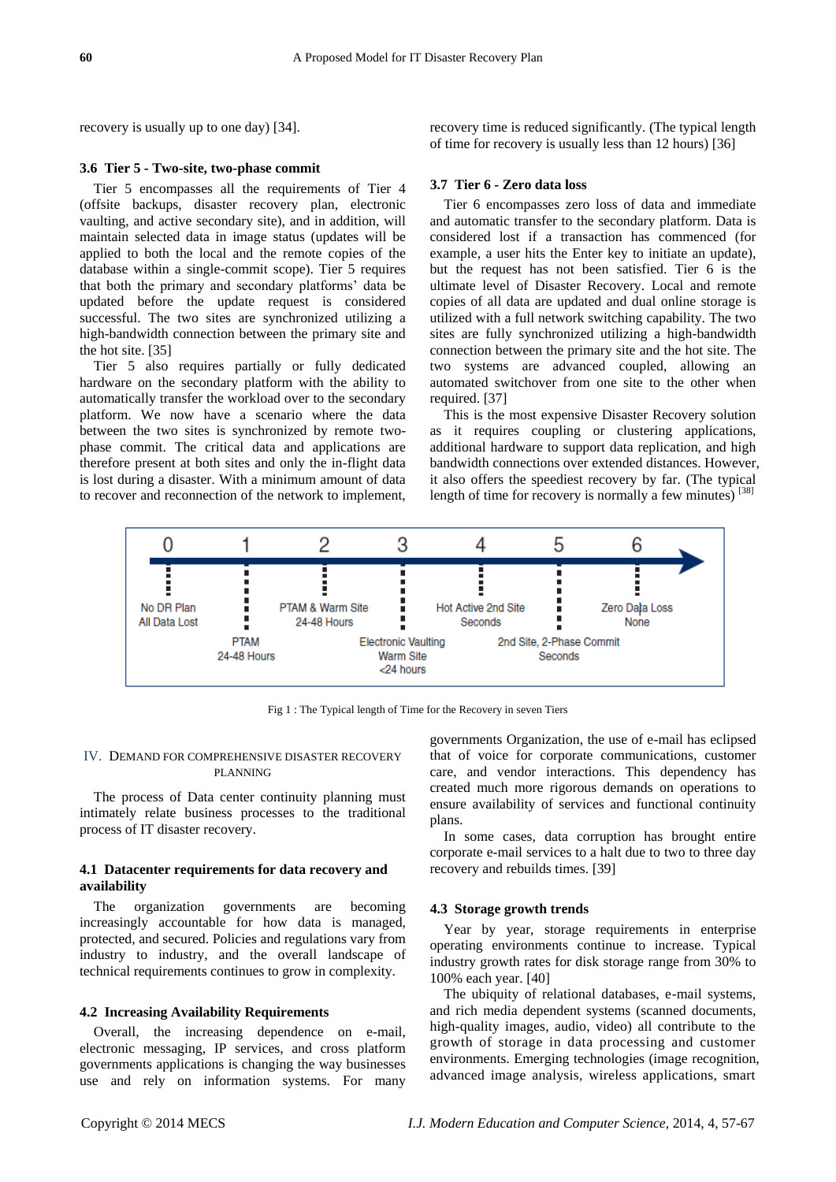recovery is usually up to one day) [34].

### 3.6 Tier 5 - Two-site, two-phase commit

Tier 5 encompasses all the requirements of Tier 4 (offsite backups, disaster recovery plan, electronic vaulting, and active secondary site), and in addition, will maintain selected data in image status (updates will be applied to both the local and the remote copies of the database within a single-commit scope). Tier 5 requires that both the primary and secondary platforms' data be updated before the update request is considered successful. The two sites are synchronized utilizing a high-bandwidth connection between the primary site and the hot site. [35]

Tier 5 also requires partially or fully dedicated hardware on the secondary platform with the ability to automatically transfer the workload over to the secondary platform. We now have a scenario where the data between the two sites is synchronized by remote two-phase commit. The critical data and applications are therefore present at both sites and only the in-flight data is lost during a disaster. With a minimum amount of data to recover and reconnection of the network to implement, recovery time is reduced significantly. (The typical length of time for recovery is usually less than 12 hours) [36]

### 3.7 Tier 6 - Zero data loss

Tier 6 encompasses zero loss of data and immediate and automatic transfer to the secondary platform. Data is considered lost if a transaction has commenced (for example, a user hits the Enter key to initiate an update), but the request has not been satisfied. Tier 6 is the ultimate level of Disaster Recovery. Local and remote copies of all data are updated and dual online storage is utilized with a full network switching capability. The two sites are fully synchronized utilizing a high-bandwidth connection between the primary site and the hot site. The two systems are advanced coupled, allowing an automated switchover from one site to the other when required. [37]

This is the most expensive Disaster Recovery solution as it requires coupling or clustering applications, additional hardware to support data replication, and high bandwidth connections over extended distances. However, it also offers the speediest recovery by far. (The typical length of time for recovery is normally a few minutes) [38]

| Tier | Description | Recovery Time |
|---|---|---|
| 0 | No DR Plan | All Data Lost |
| 1 | PTAM | 24-48 Hours |
| 2 | PTAM & Warm Site | 24-48 Hours |
| 3 | Electronic Vaulting Warm Site | <24 hours |
| 4 | Hot Active 2nd Site | Seconds |
| 5 | 2nd Site, 2-Phase Commit | Seconds |
| 6 | Zero Data Loss | None |

Fig 1 : The Typical length of Time for the Recovery in seven Tiers

## IV. Demand for Comprehensive Disaster Recovery Planning

The process of Data center continuity planning must intimately relate business processes to the traditional process of IT disaster recovery.

### 4.1 Datacenter requirements for data recovery and availability

The organization governments are becoming increasingly accountable for how data is managed, protected, and secured. Policies and regulations vary from industry to industry, and the overall landscape of technical requirements continues to grow in complexity.

### 4.2 Increasing Availability Requirements

Overall, the increasing dependence on e-mail, electronic messaging, IP services, and cross platform governments applications is changing the way businesses use and rely on information systems. For many governments Organization, the use of e-mail has eclipsed that of voice for corporate communications, customer care, and vendor interactions. This dependency has created much more rigorous demands on operations to ensure availability of services and functional continuity plans.

In some cases, data corruption has brought entire corporate e-mail services to a halt due to two to three day recovery and rebuilds times. [39]

### 4.3 Storage growth trends

Year by year, storage requirements in enterprise operating environments continue to increase. Typical industry growth rates for disk storage range from 30% to 100% each year. [40]

The ubiquity of relational databases, e-mail systems, and rich media dependent systems (scanned documents, high-quality images, audio, video) all contribute to the growth of storage in data processing and customer environments. Emerging technologies (image recognition, advanced image analysis, wireless applications, smart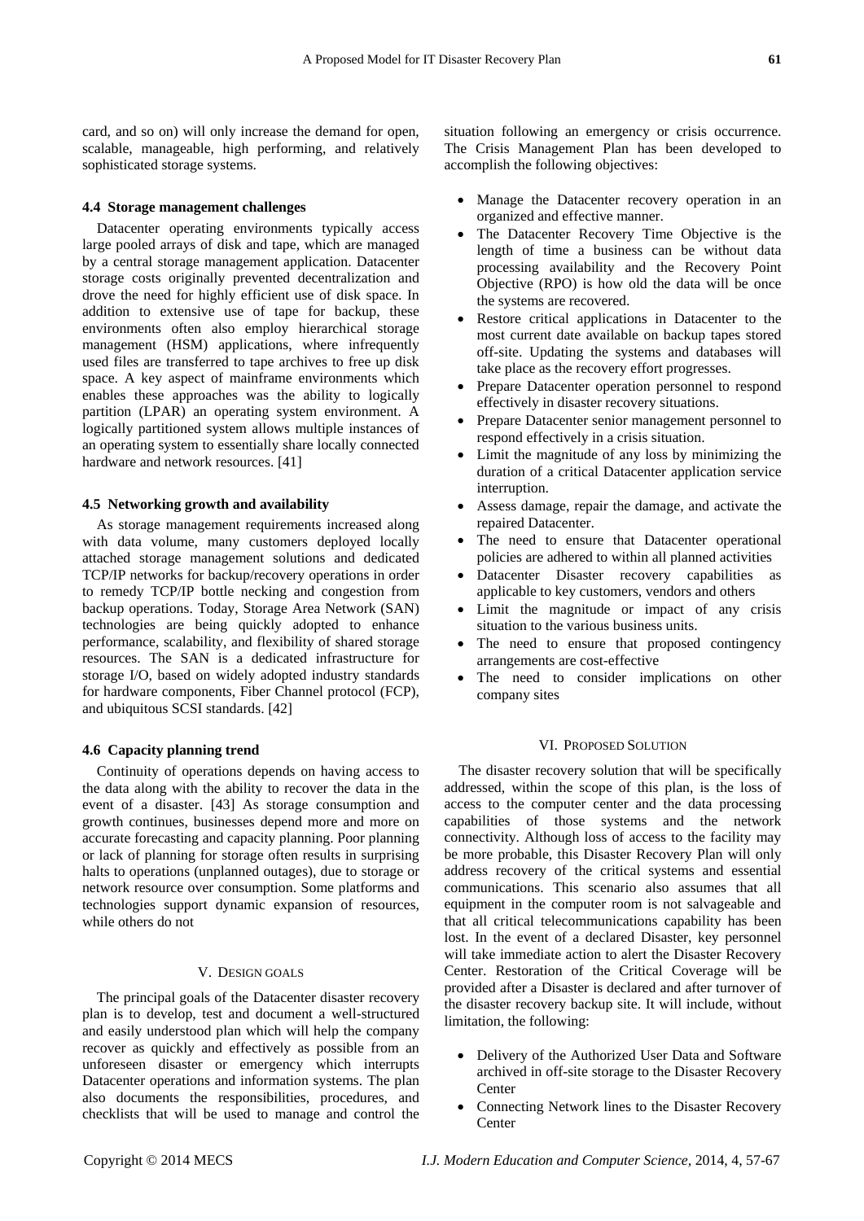card, and so on) will only increase the demand for open, scalable, manageable, high performing, and relatively sophisticated storage systems.

### 4.4 Storage management challenges

Datacenter operating environments typically access large pooled arrays of disk and tape, which are managed by a central storage management application. Datacenter storage costs originally prevented decentralization and drove the need for highly efficient use of disk space. In addition to extensive use of tape for backup, these environments often also employ hierarchical storage management (HSM) applications, where infrequently used files are transferred to tape archives to free up disk space. A key aspect of mainframe environments which enables these approaches was the ability to logically partition (LPAR) an operating system environment. A logically partitioned system allows multiple instances of an operating system to essentially share locally connected hardware and network resources. [41]

### 4.5 Networking growth and availability

As storage management requirements increased along with data volume, many customers deployed locally attached storage management solutions and dedicated TCP/IP networks for backup/recovery operations in order to remedy TCP/IP bottle necking and congestion from backup operations. Today, Storage Area Network (SAN) technologies are being quickly adopted to enhance performance, scalability, and flexibility of shared storage resources. The SAN is a dedicated infrastructure for storage I/O, based on widely adopted industry standards for hardware components, Fiber Channel protocol (FCP), and ubiquitous SCSI standards. [42]

### 4.6 Capacity planning trend

Continuity of operations depends on having access to the data along with the ability to recover the data in the event of a disaster. [43] As storage consumption and growth continues, businesses depend more and more on accurate forecasting and capacity planning. Poor planning or lack of planning for storage often results in surprising halts to operations (unplanned outages), due to storage or network resource over consumption. Some platforms and technologies support dynamic expansion of resources, while others do not

## V. Design Goals

The principal goals of the Datacenter disaster recovery plan is to develop, test and document a well-structured and easily understood plan which will help the company recover as quickly and effectively as possible from an unforeseen disaster or emergency which interrupts Datacenter operations and information systems. The plan also documents the responsibilities, procedures, and checklists that will be used to manage and control the situation following an emergency or crisis occurrence. The Crisis Management Plan has been developed to accomplish the following objectives:

- Manage the Datacenter recovery operation in an organized and effective manner.
- The Datacenter Recovery Time Objective is the length of time a business can be without data processing availability and the Recovery Point Objective (RPO) is how old the data will be once the systems are recovered.
- Restore critical applications in Datacenter to the most current date available on backup tapes stored off-site. Updating the systems and databases will take place as the recovery effort progresses.
- Prepare Datacenter operation personnel to respond effectively in disaster recovery situations.
- Prepare Datacenter senior management personnel to respond effectively in a crisis situation.
- Limit the magnitude of any loss by minimizing the duration of a critical Datacenter application service interruption.
- Assess damage, repair the damage, and activate the repaired Datacenter.
- The need to ensure that Datacenter operational policies are adhered to within all planned activities
- Datacenter Disaster recovery capabilities as applicable to key customers, vendors and others
- Limit the magnitude or impact of any crisis situation to the various business units.
- The need to ensure that proposed contingency arrangements are cost-effective
- The need to consider implications on other company sites

## VI. Proposed Solution

The disaster recovery solution that will be specifically addressed, within the scope of this plan, is the loss of access to the computer center and the data processing capabilities of those systems and the network connectivity. Although loss of access to the facility may be more probable, this Disaster Recovery Plan will only address recovery of the critical systems and essential communications. This scenario also assumes that all equipment in the computer room is not salvageable and that all critical telecommunications capability has been lost. In the event of a declared Disaster, key personnel will take immediate action to alert the Disaster Recovery Center. Restoration of the Critical Coverage will be provided after a Disaster is declared and after turnover of the disaster recovery backup site. It will include, without limitation, the following:

- Delivery of the Authorized User Data and Software archived in off-site storage to the Disaster Recovery Center
- Connecting Network lines to the Disaster Recovery Center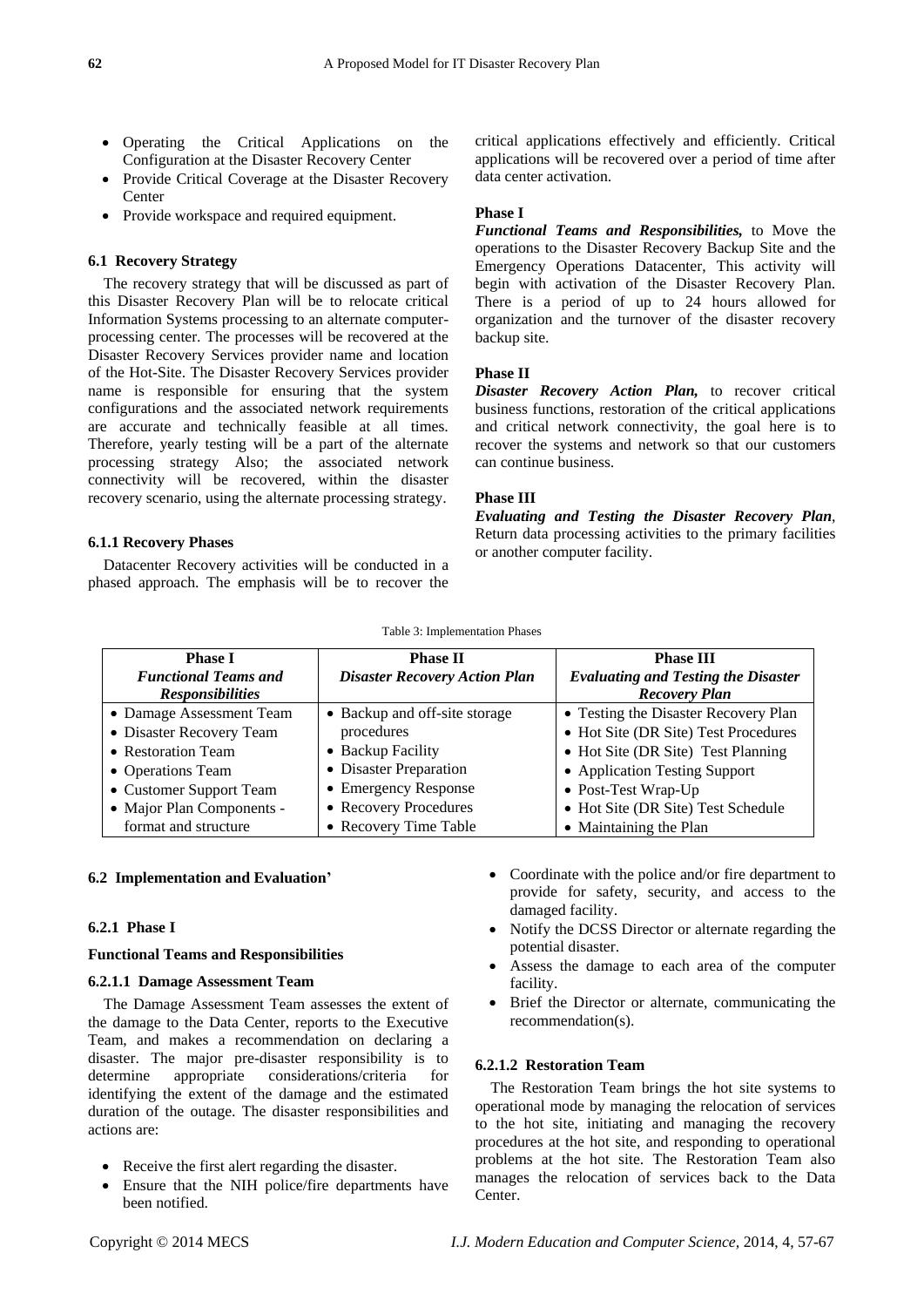- Operating the Critical Applications on the Configuration at the Disaster Recovery Center
- Provide Critical Coverage at the Disaster Recovery Center
- Provide workspace and required equipment.

### 6.1 Recovery Strategy

The recovery strategy that will be discussed as part of this Disaster Recovery Plan will be to relocate critical Information Systems processing to an alternate computer-processing center. The processes will be recovered at the Disaster Recovery Services provider name and location of the Hot-Site. The Disaster Recovery Services provider name is responsible for ensuring that the system configurations and the associated network requirements are accurate and technically feasible at all times. Therefore, yearly testing will be a part of the alternate processing strategy Also; the associated network connectivity will be recovered, within the disaster recovery scenario, using the alternate processing strategy.

#### 6.1.1 Recovery Phases

Datacenter Recovery activities will be conducted in a phased approach. The emphasis will be to recover the critical applications effectively and efficiently. Critical applications will be recovered over a period of time after data center activation.

**Phase I**

***Functional Teams and Responsibilities,*** to Move the operations to the Disaster Recovery Backup Site and the Emergency Operations Datacenter, This activity will begin with activation of the Disaster Recovery Plan. There is a period of up to 24 hours allowed for organization and the turnover of the disaster recovery backup site.

**Phase II**

***Disaster Recovery Action Plan,*** to recover critical business functions, restoration of the critical applications and critical network connectivity, the goal here is to recover the systems and network so that our customers can continue business.

**Phase III**

***Evaluating and Testing the Disaster Recovery Plan***, Return data processing activities to the primary facilities or another computer facility.

Table 3: Implementation Phases

| **Phase I** ***Functional Teams and Responsibilities*** | **Phase II** ***Disaster Recovery Action Plan*** | **Phase III** ***Evaluating and Testing the Disaster Recovery Plan*** |
|---|---|---|
| • Damage Assessment Team<br>• Disaster Recovery Team<br>• Restoration Team<br>• Operations Team<br>• Customer Support Team<br>• Major Plan Components - format and structure | • Backup and off-site storage procedures<br>• Backup Facility<br>• Disaster Preparation<br>• Emergency Response<br>• Recovery Procedures<br>• Recovery Time Table | • Testing the Disaster Recovery Plan<br>• Hot Site (DR Site) Test Procedures<br>• Hot Site (DR Site) Test Planning<br>• Application Testing Support<br>• Post-Test Wrap-Up<br>• Hot Site (DR Site) Test Schedule<br>• Maintaining the Plan |

### 6.2 Implementation and Evaluation'

#### 6.2.1 Phase I

**Functional Teams and Responsibilities**

##### 6.2.1.1 Damage Assessment Team

The Damage Assessment Team assesses the extent of the damage to the Data Center, reports to the Executive Team, and makes a recommendation on declaring a disaster. The major pre-disaster responsibility is to determine appropriate considerations/criteria for identifying the extent of the damage and the estimated duration of the outage. The disaster responsibilities and actions are:

- Receive the first alert regarding the disaster.
- Ensure that the NIH police/fire departments have been notified.
- Coordinate with the police and/or fire department to provide for safety, security, and access to the damaged facility.
- Notify the DCSS Director or alternate regarding the potential disaster.
- Assess the damage to each area of the computer facility.
- Brief the Director or alternate, communicating the recommendation(s).

##### 6.2.1.2 Restoration Team

The Restoration Team brings the hot site systems to operational mode by managing the relocation of services to the hot site, initiating and managing the recovery procedures at the hot site, and responding to operational problems at the hot site. The Restoration Team also manages the relocation of services back to the Data Center.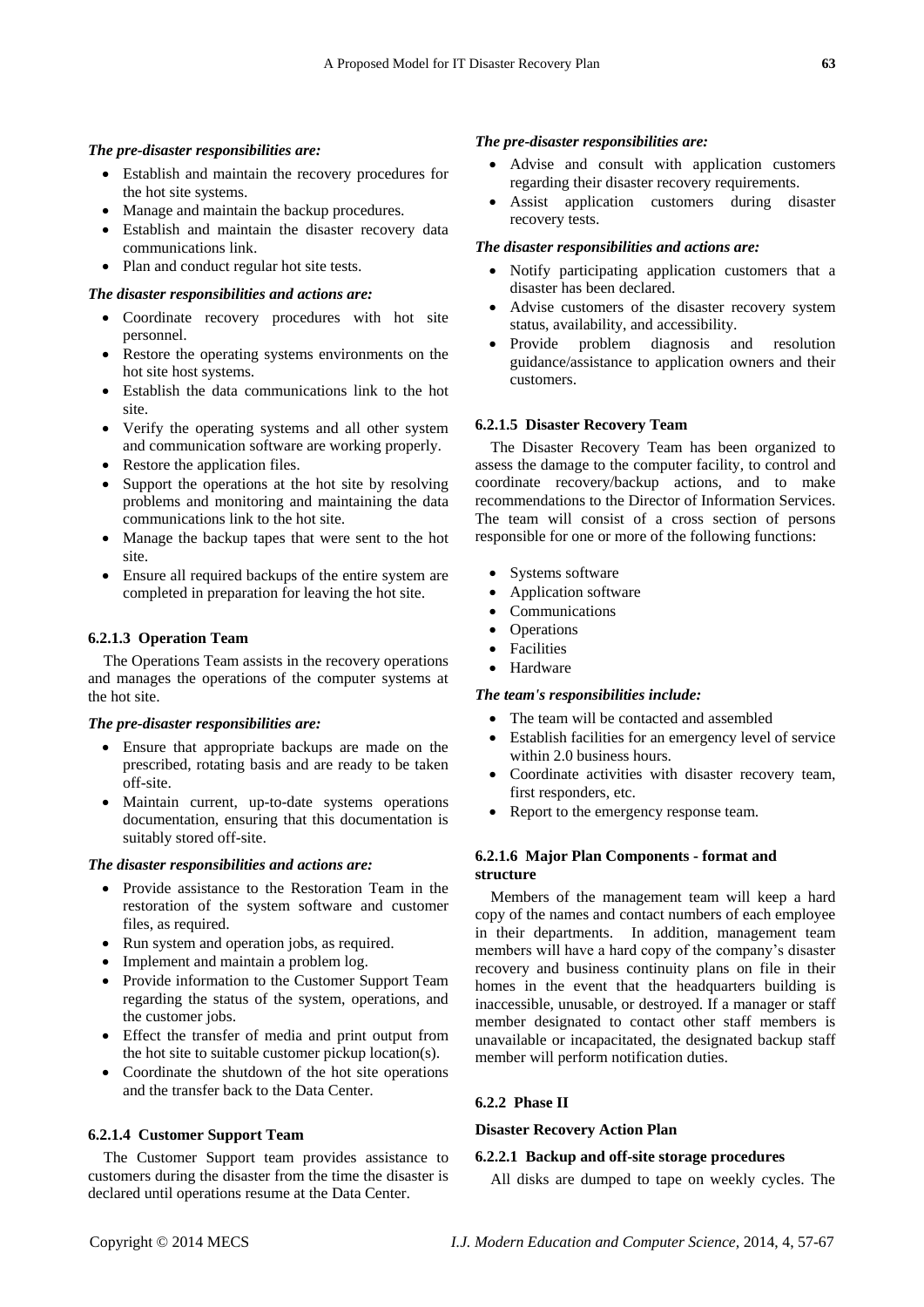***The pre-disaster responsibilities are:***

- Establish and maintain the recovery procedures for the hot site systems.
- Manage and maintain the backup procedures.
- Establish and maintain the disaster recovery data communications link.
- Plan and conduct regular hot site tests.

***The disaster responsibilities and actions are:***

- Coordinate recovery procedures with hot site personnel.
- Restore the operating systems environments on the hot site host systems.
- Establish the data communications link to the hot site.
- Verify the operating systems and all other system and communication software are working properly.
- Restore the application files.
- Support the operations at the hot site by resolving problems and monitoring and maintaining the data communications link to the hot site.
- Manage the backup tapes that were sent to the hot site.
- Ensure all required backups of the entire system are completed in preparation for leaving the hot site.

#### 6.2.1.3 Operation Team

The Operations Team assists in the recovery operations and manages the operations of the computer systems at the hot site.

***The pre-disaster responsibilities are:***

- Ensure that appropriate backups are made on the prescribed, rotating basis and are ready to be taken off-site.
- Maintain current, up-to-date systems operations documentation, ensuring that this documentation is suitably stored off-site.

***The disaster responsibilities and actions are:***

- Provide assistance to the Restoration Team in the restoration of the system software and customer files, as required.
- Run system and operation jobs, as required.
- Implement and maintain a problem log.
- Provide information to the Customer Support Team regarding the status of the system, operations, and the customer jobs.
- Effect the transfer of media and print output from the hot site to suitable customer pickup location(s).
- Coordinate the shutdown of the hot site operations and the transfer back to the Data Center.

#### 6.2.1.4 Customer Support Team

The Customer Support team provides assistance to customers during the disaster from the time the disaster is declared until operations resume at the Data Center.

***The pre-disaster responsibilities are:***

- Advise and consult with application customers regarding their disaster recovery requirements.
- Assist application customers during disaster recovery tests.

***The disaster responsibilities and actions are:***

- Notify participating application customers that a disaster has been declared.
- Advise customers of the disaster recovery system status, availability, and accessibility.
- Provide problem diagnosis and resolution guidance/assistance to application owners and their customers.

#### 6.2.1.5 Disaster Recovery Team

The Disaster Recovery Team has been organized to assess the damage to the computer facility, to control and coordinate recovery/backup actions, and to make recommendations to the Director of Information Services. The team will consist of a cross section of persons responsible for one or more of the following functions:

- Systems software
- Application software
- Communications
- Operations
- Facilities
- Hardware

***The team's responsibilities include:***

- The team will be contacted and assembled
- Establish facilities for an emergency level of service within 2.0 business hours.
- Coordinate activities with disaster recovery team, first responders, etc.
- Report to the emergency response team.

#### 6.2.1.6 Major Plan Components - format and structure

Members of the management team will keep a hard copy of the names and contact numbers of each employee in their departments. In addition, management team members will have a hard copy of the company's disaster recovery and business continuity plans on file in their homes in the event that the headquarters building is inaccessible, unusable, or destroyed. If a manager or staff member designated to contact other staff members is unavailable or incapacitated, the designated backup staff member will perform notification duties.

### 6.2.2 Phase II

**Disaster Recovery Action Plan**

#### 6.2.2.1 Backup and off-site storage procedures

All disks are dumped to tape on weekly cycles. The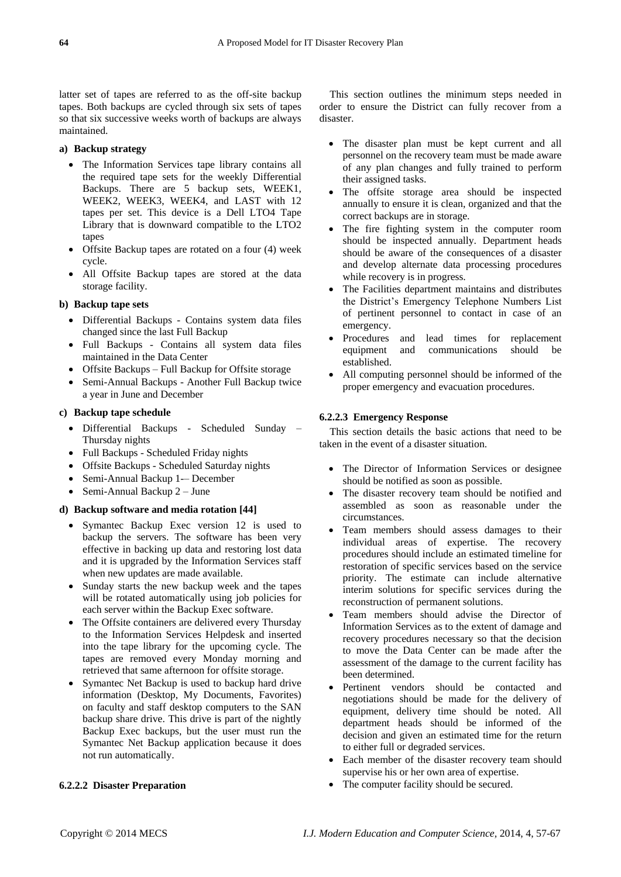latter set of tapes are referred to as the off-site backup tapes. Both backups are cycled through six sets of tapes so that six successive weeks worth of backups are always maintained.

**a) Backup strategy**

- The Information Services tape library contains all the required tape sets for the weekly Differential Backups. There are 5 backup sets, WEEK1, WEEK2, WEEK3, WEEK4, and LAST with 12 tapes per set. This device is a Dell LTO4 Tape Library that is downward compatible to the LTO2 tapes
- Offsite Backup tapes are rotated on a four (4) week cycle.
- All Offsite Backup tapes are stored at the data storage facility.

**b) Backup tape sets**

- Differential Backups - Contains system data files changed since the last Full Backup
- Full Backups - Contains all system data files maintained in the Data Center
- Offsite Backups – Full Backup for Offsite storage
- Semi-Annual Backups - Another Full Backup twice a year in June and December

**c) Backup tape schedule**

- Differential Backups - Scheduled Sunday – Thursday nights
- Full Backups - Scheduled Friday nights
- Offsite Backups - Scheduled Saturday nights
- Semi-Annual Backup 1-– December
- Semi-Annual Backup 2 – June

**d) Backup software and media rotation [44]**

- Symantec Backup Exec version 12 is used to backup the servers. The software has been very effective in backing up data and restoring lost data and it is upgraded by the Information Services staff when new updates are made available.
- Sunday starts the new backup week and the tapes will be rotated automatically using job policies for each server within the Backup Exec software.
- The Offsite containers are delivered every Thursday to the Information Services Helpdesk and inserted into the tape library for the upcoming cycle. The tapes are removed every Monday morning and retrieved that same afternoon for offsite storage.
- Symantec Net Backup is used to backup hard drive information (Desktop, My Documents, Favorites) on faculty and staff desktop computers to the SAN backup share drive. This drive is part of the nightly Backup Exec backups, but the user must run the Symantec Net Backup application because it does not run automatically.

#### 6.2.2.2 Disaster Preparation

This section outlines the minimum steps needed in order to ensure the District can fully recover from a disaster.

- The disaster plan must be kept current and all personnel on the recovery team must be made aware of any plan changes and fully trained to perform their assigned tasks.
- The offsite storage area should be inspected annually to ensure it is clean, organized and that the correct backups are in storage.
- The fire fighting system in the computer room should be inspected annually. Department heads should be aware of the consequences of a disaster and develop alternate data processing procedures while recovery is in progress.
- The Facilities department maintains and distributes the District's Emergency Telephone Numbers List of pertinent personnel to contact in case of an emergency.
- Procedures and lead times for replacement equipment and communications should be established.
- All computing personnel should be informed of the proper emergency and evacuation procedures.

#### 6.2.2.3 Emergency Response

This section details the basic actions that need to be taken in the event of a disaster situation.

- The Director of Information Services or designee should be notified as soon as possible.
- The disaster recovery team should be notified and assembled as soon as reasonable under the circumstances.
- Team members should assess damages to their individual areas of expertise. The recovery procedures should include an estimated timeline for restoration of specific services based on the service priority. The estimate can include alternative interim solutions for specific services during the reconstruction of permanent solutions.
- Team members should advise the Director of Information Services as to the extent of damage and recovery procedures necessary so that the decision to move the Data Center can be made after the assessment of the damage to the current facility has been determined.
- Pertinent vendors should be contacted and negotiations should be made for the delivery of equipment, delivery time should be noted. All department heads should be informed of the decision and given an estimated time for the return to either full or degraded services.
- Each member of the disaster recovery team should supervise his or her own area of expertise.
- The computer facility should be secured.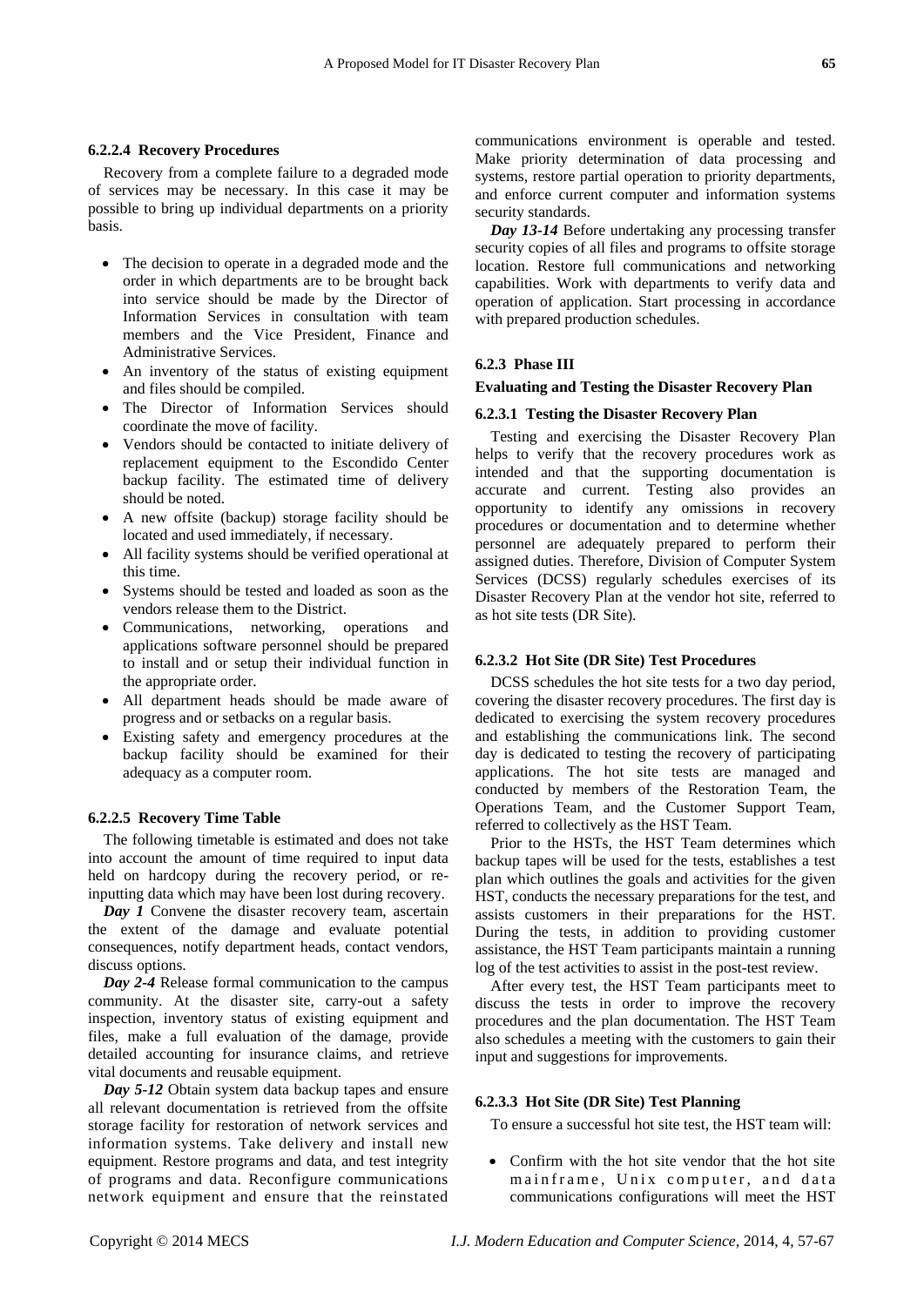#### 6.2.2.4 Recovery Procedures

Recovery from a complete failure to a degraded mode of services may be necessary. In this case it may be possible to bring up individual departments on a priority basis.

- The decision to operate in a degraded mode and the order in which departments are to be brought back into service should be made by the Director of Information Services in consultation with team members and the Vice President, Finance and Administrative Services.
- An inventory of the status of existing equipment and files should be compiled.
- The Director of Information Services should coordinate the move of facility.
- Vendors should be contacted to initiate delivery of replacement equipment to the Escondido Center backup facility. The estimated time of delivery should be noted.
- A new offsite (backup) storage facility should be located and used immediately, if necessary.
- All facility systems should be verified operational at this time.
- Systems should be tested and loaded as soon as the vendors release them to the District.
- Communications, networking, operations and applications software personnel should be prepared to install and or setup their individual function in the appropriate order.
- All department heads should be made aware of progress and or setbacks on a regular basis.
- Existing safety and emergency procedures at the backup facility should be examined for their adequacy as a computer room.

#### 6.2.2.5 Recovery Time Table

The following timetable is estimated and does not take into account the amount of time required to input data held on hardcopy during the recovery period, or re-inputting data which may have been lost during recovery.

***Day 1*** Convene the disaster recovery team, ascertain the extent of the damage and evaluate potential consequences, notify department heads, contact vendors, discuss options.

***Day 2-4*** Release formal communication to the campus community. At the disaster site, carry-out a safety inspection, inventory status of existing equipment and files, make a full evaluation of the damage, provide detailed accounting for insurance claims, and retrieve vital documents and reusable equipment.

***Day 5-12*** Obtain system data backup tapes and ensure all relevant documentation is retrieved from the offsite storage facility for restoration of network services and information systems. Take delivery and install new equipment. Restore programs and data, and test integrity of programs and data. Reconfigure communications network equipment and ensure that the reinstated communications environment is operable and tested. Make priority determination of data processing and systems, restore partial operation to priority departments, and enforce current computer and information systems security standards.

***Day 13-14*** Before undertaking any processing transfer security copies of all files and programs to offsite storage location. Restore full communications and networking capabilities. Work with departments to verify data and operation of application. Start processing in accordance with prepared production schedules.

### 6.2.3 Phase III

#### Evaluating and Testing the Disaster Recovery Plan

#### 6.2.3.1 Testing the Disaster Recovery Plan

Testing and exercising the Disaster Recovery Plan helps to verify that the recovery procedures work as intended and that the supporting documentation is accurate and current. Testing also provides an opportunity to identify any omissions in recovery procedures or documentation and to determine whether personnel are adequately prepared to perform their assigned duties. Therefore, Division of Computer System Services (DCSS) regularly schedules exercises of its Disaster Recovery Plan at the vendor hot site, referred to as hot site tests (DR Site).

#### 6.2.3.2 Hot Site (DR Site) Test Procedures

DCSS schedules the hot site tests for a two day period, covering the disaster recovery procedures. The first day is dedicated to exercising the system recovery procedures and establishing the communications link. The second day is dedicated to testing the recovery of participating applications. The hot site tests are managed and conducted by members of the Restoration Team, the Operations Team, and the Customer Support Team, referred to collectively as the HST Team.

Prior to the HSTs, the HST Team determines which backup tapes will be used for the tests, establishes a test plan which outlines the goals and activities for the given HST, conducts the necessary preparations for the test, and assists customers in their preparations for the HST. During the tests, in addition to providing customer assistance, the HST Team participants maintain a running log of the test activities to assist in the post-test review.

After every test, the HST Team participants meet to discuss the tests in order to improve the recovery procedures and the plan documentation. The HST Team also schedules a meeting with the customers to gain their input and suggestions for improvements.

#### 6.2.3.3 Hot Site (DR Site) Test Planning

To ensure a successful hot site test, the HST team will:

- Confirm with the hot site vendor that the hot site mainframe, Unix computer, and data communications configurations will meet the HST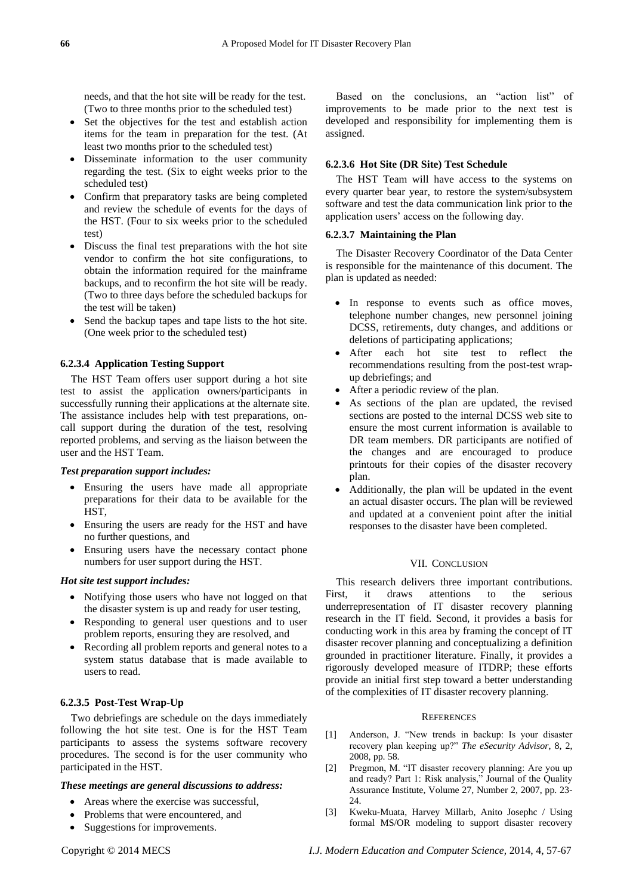needs, and that the hot site will be ready for the test. (Two to three months prior to the scheduled test)

- Set the objectives for the test and establish action items for the team in preparation for the test. (At least two months prior to the scheduled test)
- Disseminate information to the user community regarding the test. (Six to eight weeks prior to the scheduled test)
- Confirm that preparatory tasks are being completed and review the schedule of events for the days of the HST. (Four to six weeks prior to the scheduled test)
- Discuss the final test preparations with the hot site vendor to confirm the hot site configurations, to obtain the information required for the mainframe backups, and to reconfirm the hot site will be ready. (Two to three days before the scheduled backups for the test will be taken)
- Send the backup tapes and tape lists to the hot site. (One week prior to the scheduled test)

#### 6.2.3.4 Application Testing Support

The HST Team offers user support during a hot site test to assist the application owners/participants in successfully running their applications at the alternate site. The assistance includes help with test preparations, on-call support during the duration of the test, resolving reported problems, and serving as the liaison between the user and the HST Team.

***Test preparation support includes:***

- Ensuring the users have made all appropriate preparations for their data to be available for the HST,
- Ensuring the users are ready for the HST and have no further questions, and
- Ensuring users have the necessary contact phone numbers for user support during the HST.

***Hot site test support includes:***

- Notifying those users who have not logged on that the disaster system is up and ready for user testing,
- Responding to general user questions and to user problem reports, ensuring they are resolved, and
- Recording all problem reports and general notes to a system status database that is made available to users to read.

#### 6.2.3.5 Post-Test Wrap-Up

Two debriefings are schedule on the days immediately following the hot site test. One is for the HST Team participants to assess the systems software recovery procedures. The second is for the user community who participated in the HST.

***These meetings are general discussions to address:***

- Areas where the exercise was successful,
- Problems that were encountered, and
- Suggestions for improvements.

Based on the conclusions, an "action list" of improvements to be made prior to the next test is developed and responsibility for implementing them is assigned.

#### 6.2.3.6 Hot Site (DR Site) Test Schedule

The HST Team will have access to the systems on every quarter bear year, to restore the system/subsystem software and test the data communication link prior to the application users' access on the following day.

#### 6.2.3.7 Maintaining the Plan

The Disaster Recovery Coordinator of the Data Center is responsible for the maintenance of this document. The plan is updated as needed:

- In response to events such as office moves, telephone number changes, new personnel joining DCSS, retirements, duty changes, and additions or deletions of participating applications;
- After each hot site test to reflect the recommendations resulting from the post-test wrap-up debriefings; and
- After a periodic review of the plan.
- As sections of the plan are updated, the revised sections are posted to the internal DCSS web site to ensure the most current information is available to DR team members. DR participants are notified of the changes and are encouraged to produce printouts for their copies of the disaster recovery plan.
- Additionally, the plan will be updated in the event an actual disaster occurs. The plan will be reviewed and updated at a convenient point after the initial responses to the disaster have been completed.

## VII. Conclusion

This research delivers three important contributions. First, it draws attentions to the serious underrepresentation of IT disaster recovery planning research in the IT field. Second, it provides a basis for conducting work in this area by framing the concept of IT disaster recover planning and conceptualizing a definition grounded in practitioner literature. Finally, it provides a rigorously developed measure of ITDRP; these efforts provide an initial first step toward a better understanding of the complexities of IT disaster recovery planning.

## References

[1] Anderson, J. "New trends in backup: Is your disaster recovery plan keeping up?" *The eSecurity Advisor*, 8, 2, 2008, pp. 58.

[2] Pregmon, M. "IT disaster recovery planning: Are you up and ready? Part 1: Risk analysis," Journal of the Quality Assurance Institute, Volume 27, Number 2, 2007, pp. 23-24.

[3] Kweku-Muata, Harvey Millarb, Anito Josephc / Using formal MS/OR modeling to support disaster recovery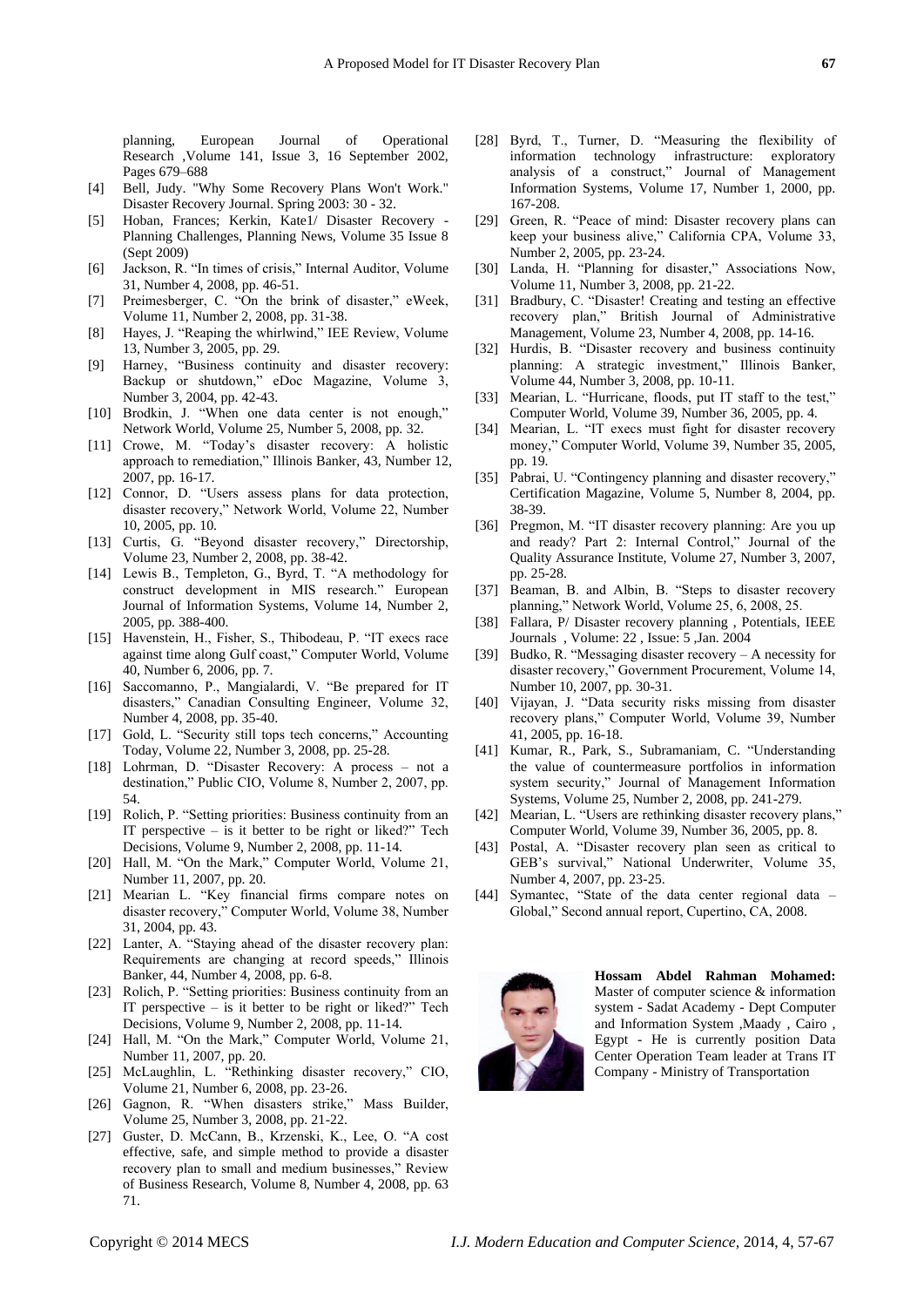planning, European Journal of Operational Research ,Volume 141, Issue 3, 16 September 2002, Pages 679–688

[4] Bell, Judy. "Why Some Recovery Plans Won't Work." Disaster Recovery Journal. Spring 2003: 30 - 32.

[5] Hoban, Frances; Kerkin, Kate1/ Disaster Recovery - Planning Challenges, Planning News, Volume 35 Issue 8 (Sept 2009)

[6] Jackson, R. "In times of crisis," Internal Auditor, Volume 31, Number 4, 2008, pp. 46-51.

[7] Preimesberger, C. "On the brink of disaster," eWeek, Volume 11, Number 2, 2008, pp. 31-38.

[8] Hayes, J. "Reaping the whirlwind," IEE Review, Volume 13, Number 3, 2005, pp. 29.

[9] Harney, "Business continuity and disaster recovery: Backup or shutdown," eDoc Magazine, Volume 3, Number 3, 2004, pp. 42-43.

[10] Brodkin, J. "When one data center is not enough," Network World, Volume 25, Number 5, 2008, pp. 32.

[11] Crowe, M. "Today's disaster recovery: A holistic approach to remediation," Illinois Banker, 43, Number 12, 2007, pp. 16-17.

[12] Connor, D. "Users assess plans for data protection, disaster recovery," Network World, Volume 22, Number 10, 2005, pp. 10.

[13] Curtis, G. "Beyond disaster recovery," Directorship, Volume 23, Number 2, 2008, pp. 38-42.

[14] Lewis B., Templeton, G., Byrd, T. "A methodology for construct development in MIS research." European Journal of Information Systems, Volume 14, Number 2, 2005, pp. 388-400.

[15] Havenstein, H., Fisher, S., Thibodeau, P. "IT execs race against time along Gulf coast," Computer World, Volume 40, Number 6, 2006, pp. 7.

[16] Saccomanno, P., Mangialardi, V. "Be prepared for IT disasters," Canadian Consulting Engineer, Volume 32, Number 4, 2008, pp. 35-40.

[17] Gold, L. "Security still tops tech concerns," Accounting Today, Volume 22, Number 3, 2008, pp. 25-28.

[18] Lohrman, D. "Disaster Recovery: A process – not a destination," Public CIO, Volume 8, Number 2, 2007, pp. 54.

[19] Rolich, P. "Setting priorities: Business continuity from an IT perspective – is it better to be right or liked?" Tech Decisions, Volume 9, Number 2, 2008, pp. 11-14.

[20] Hall, M. "On the Mark," Computer World, Volume 21, Number 11, 2007, pp. 20.

[21] Mearian L. "Key financial firms compare notes on disaster recovery," Computer World, Volume 38, Number 31, 2004, pp. 43.

[22] Lanter, A. "Staying ahead of the disaster recovery plan: Requirements are changing at record speeds," Illinois Banker, 44, Number 4, 2008, pp. 6-8.

[23] Rolich, P. "Setting priorities: Business continuity from an IT perspective – is it better to be right or liked?" Tech Decisions, Volume 9, Number 2, 2008, pp. 11-14.

[24] Hall, M. "On the Mark," Computer World, Volume 21, Number 11, 2007, pp. 20.

[25] McLaughlin, L. "Rethinking disaster recovery," CIO, Volume 21, Number 6, 2008, pp. 23-26.

[26] Gagnon, R. "When disasters strike," Mass Builder, Volume 25, Number 3, 2008, pp. 21-22.

[27] Guster, D. McCann, B., Krzenski, K., Lee, O. "A cost effective, safe, and simple method to provide a disaster recovery plan to small and medium businesses," Review of Business Research, Volume 8, Number 4, 2008, pp. 63 71.

[28] Byrd, T., Turner, D. "Measuring the flexibility of information technology infrastructure: exploratory analysis of a construct," Journal of Management Information Systems, Volume 17, Number 1, 2000, pp. 167-208.

[29] Green, R. "Peace of mind: Disaster recovery plans can keep your business alive," California CPA, Volume 33, Number 2, 2005, pp. 23-24.

[30] Landa, H. "Planning for disaster," Associations Now, Volume 11, Number 3, 2008, pp. 21-22.

[31] Bradbury, C. "Disaster! Creating and testing an effective recovery plan," British Journal of Administrative Management, Volume 23, Number 4, 2008, pp. 14-16.

[32] Hurdis, B. "Disaster recovery and business continuity planning: A strategic investment," Illinois Banker, Volume 44, Number 3, 2008, pp. 10-11.

[33] Mearian, L. "Hurricane, floods, put IT staff to the test," Computer World, Volume 39, Number 36, 2005, pp. 4.

[34] Mearian, L. "IT execs must fight for disaster recovery money," Computer World, Volume 39, Number 35, 2005, pp. 19.

[35] Pabrai, U. "Contingency planning and disaster recovery," Certification Magazine, Volume 5, Number 8, 2004, pp. 38-39.

[36] Pregmon, M. "IT disaster recovery planning: Are you up and ready? Part 2: Internal Control," Journal of the Quality Assurance Institute, Volume 27, Number 3, 2007, pp. 25-28.

[37] Beaman, B. and Albin, B. "Steps to disaster recovery planning," Network World, Volume 25, 6, 2008, 25.

[38] Fallara, P/ Disaster recovery planning , Potentials, IEEE Journals , Volume: 22 , Issue: 5 ,Jan. 2004

[39] Budko, R. "Messaging disaster recovery – A necessity for disaster recovery," Government Procurement, Volume 14, Number 10, 2007, pp. 30-31.

[40] Vijayan, J. "Data security risks missing from disaster recovery plans," Computer World, Volume 39, Number 41, 2005, pp. 16-18.

[41] Kumar, R., Park, S., Subramaniam, C. "Understanding the value of countermeasure portfolios in information system security," Journal of Management Information Systems, Volume 25, Number 2, 2008, pp. 241-279.

[42] Mearian, L. "Users are rethinking disaster recovery plans," Computer World, Volume 39, Number 36, 2005, pp. 8.

[43] Postal, A. "Disaster recovery plan seen as critical to GEB's survival," National Underwriter, Volume 35, Number 4, 2007, pp. 23-25.

[44] Symantec, "State of the data center regional data – Global," Second annual report, Cupertino, CA, 2008.

**Hossam Abdel Rahman Mohamed:** Master of computer science & information system - Sadat Academy - Dept Computer and Information System ,Maady , Cairo , Egypt - He is currently position Data Center Operation Team leader at Trans IT Company - Ministry of Transportation